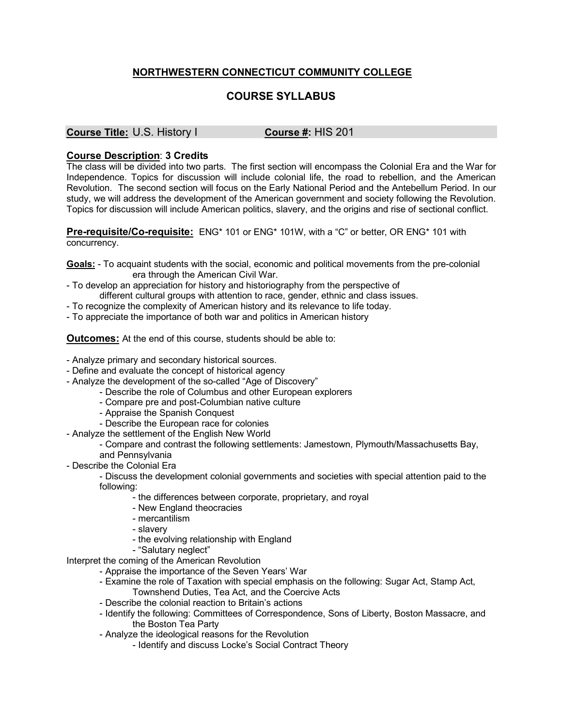# NORTHWESTERN CONNECTICUT COMMUNITY COLLEGE

## COURSE SYLLABUS

**Course Title:** U.S. History I **Course #:** HIS 201

**Course Description**: **3 Credits**
The class will be divided into two parts. The first section will encompass the Colonial Era and the War for Independence. Topics for discussion will include colonial life, the road to rebellion, and the American Revolution. The second section will focus on the Early National Period and the Antebellum Period. In our study, we will address the development of the American government and society following the Revolution. Topics for discussion will include American politics, slavery, and the origins and rise of sectional conflict.

**Pre-requisite/Co-requisite:** ENG* 101 or ENG* 101W, with a "C" or better, OR ENG* 101 with concurrency.

**Goals:**
- To acquaint students with the social, economic and political movements from the pre-colonial era through the American Civil War.
- To develop an appreciation for history and historiography from the perspective of different cultural groups with attention to race, gender, ethnic and class issues.
- To recognize the complexity of American history and its relevance to life today.
- To appreciate the importance of both war and politics in American history

**Outcomes:** At the end of this course, students should be able to:

- Analyze primary and secondary historical sources.
- Define and evaluate the concept of historical agency
- Analyze the development of the so-called "Age of Discovery"
  - Describe the role of Columbus and other European explorers
  - Compare pre and post-Columbian native culture
  - Appraise the Spanish Conquest
  - Describe the European race for colonies
- Analyze the settlement of the English New World
  - Compare and contrast the following settlements: Jamestown, Plymouth/Massachusetts Bay, and Pennsylvania
- Describe the Colonial Era
  - Discuss the development colonial governments and societies with special attention paid to the following:
    - the differences between corporate, proprietary, and royal
    - New England theocracies
    - mercantilism
    - slavery
    - the evolving relationship with England
    - "Salutary neglect"

Interpret the coming of the American Revolution
  - Appraise the importance of the Seven Years' War
  - Examine the role of Taxation with special emphasis on the following: Sugar Act, Stamp Act, Townshend Duties, Tea Act, and the Coercive Acts
  - Describe the colonial reaction to Britain's actions
  - Identify the following: Committees of Correspondence, Sons of Liberty, Boston Massacre, and the Boston Tea Party
  - Analyze the ideological reasons for the Revolution
    - Identify and discuss Locke's Social Contract Theory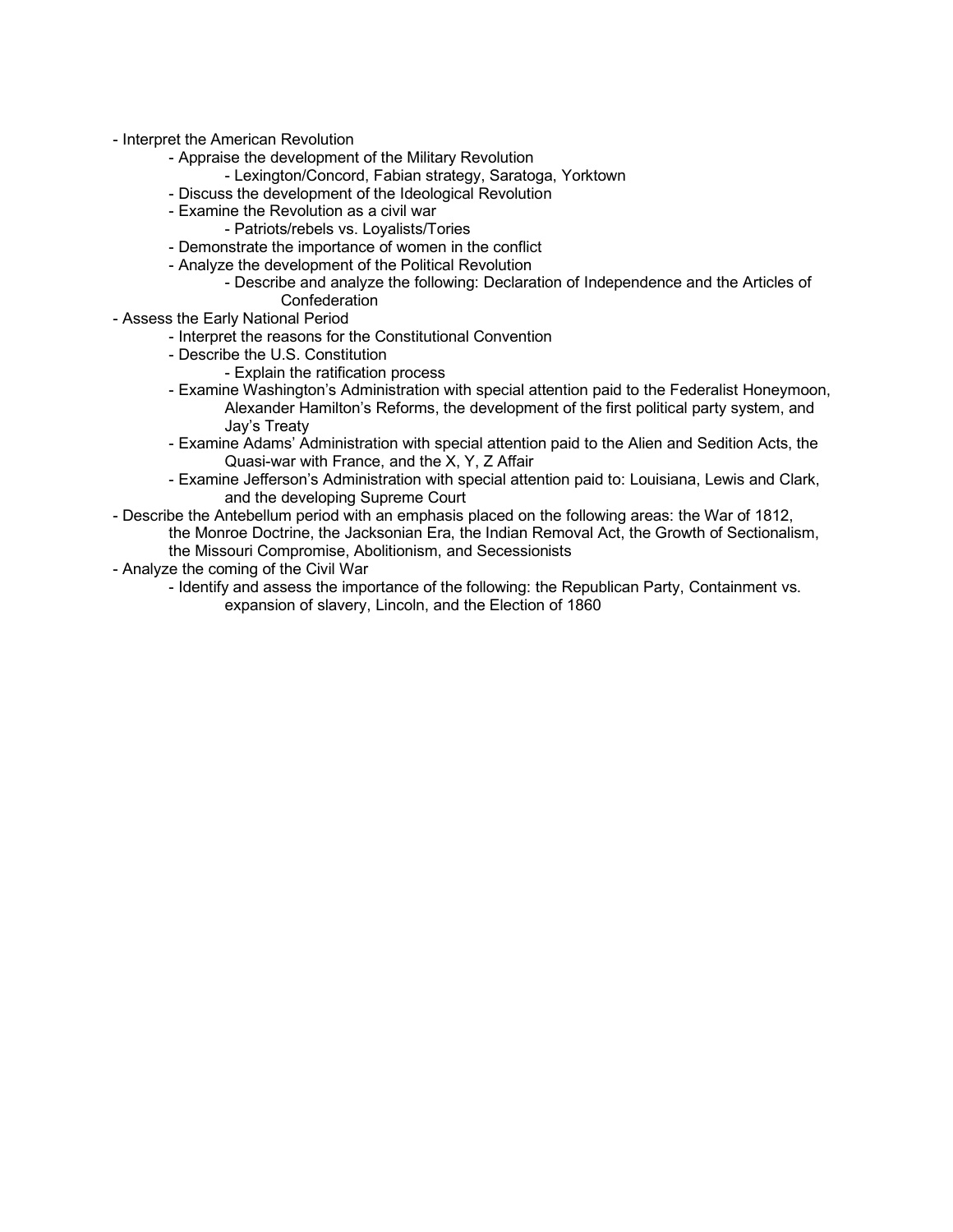- Interpret the American Revolution
  - Appraise the development of the Military Revolution
    - Lexington/Concord, Fabian strategy, Saratoga, Yorktown
  - Discuss the development of the Ideological Revolution
  - Examine the Revolution as a civil war
    - Patriots/rebels vs. Loyalists/Tories
  - Demonstrate the importance of women in the conflict
  - Analyze the development of the Political Revolution
    - Describe and analyze the following: Declaration of Independence and the Articles of Confederation
- Assess the Early National Period
  - Interpret the reasons for the Constitutional Convention
  - Describe the U.S. Constitution
    - Explain the ratification process
  - Examine Washington's Administration with special attention paid to the Federalist Honeymoon, Alexander Hamilton's Reforms, the development of the first political party system, and Jay's Treaty
  - Examine Adams' Administration with special attention paid to the Alien and Sedition Acts, the Quasi-war with France, and the X, Y, Z Affair
  - Examine Jefferson's Administration with special attention paid to: Louisiana, Lewis and Clark, and the developing Supreme Court
- Describe the Antebellum period with an emphasis placed on the following areas: the War of 1812, the Monroe Doctrine, the Jacksonian Era, the Indian Removal Act, the Growth of Sectionalism, the Missouri Compromise, Abolitionism, and Secessionists
- Analyze the coming of the Civil War
  - Identify and assess the importance of the following: the Republican Party, Containment vs. expansion of slavery, Lincoln, and the Election of 1860